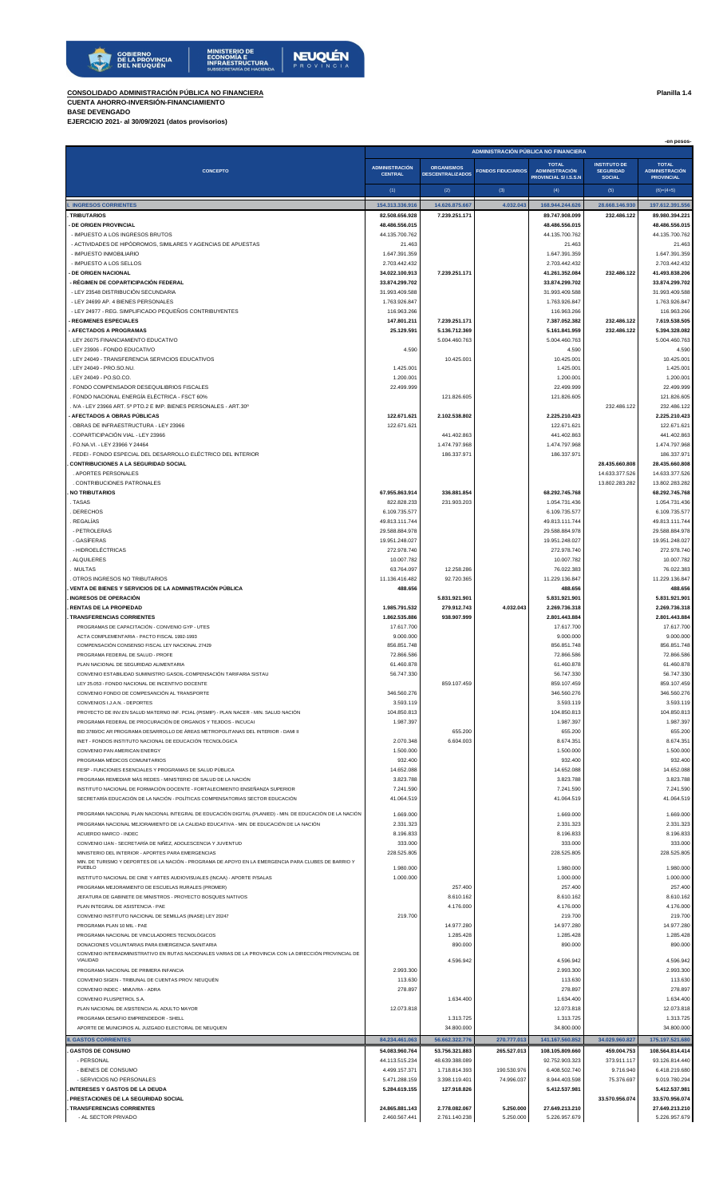**CONSOLIDADO ADMINISTRACIÓN PÚBLICA NO FINANCIERA**
**CUENTA AHORRO-INVERSIÓN-FINANCIAMIENTO**
**BASE DEVENGADO**
**EJERCICIO 2021- al 30/09/2021 (datos provisorios)**

**Planilla 1.4**

-en pesos-

| CONCEPTO | ADMINISTRACIÓN PÚBLICA NO FINANCIERA | | | | | |
|---|---|---|---|---|---|---|
| | ADMINISTRACIÓN CENTRAL | ORGANISMOS DESCENTRALIZADOS | FONDOS FIDUCIARIOS | TOTAL ADMINISTRACIÓN PROVINCIAL S/ I.S.S.N | INSTITUTO DE SEGURIDAD SOCIAL | TOTAL ADMINISTRACIÓN PROVINCIAL |
| | (1) | (2) | (3) | (4) | (5) | (6)=(4+5) |
| **I. INGRESOS CORRIENTES** | 154.313.336.916 | 14.626.875.667 | 4.032.043 | 168.944.244.626 | 28.668.146.930 | 197.612.391.556 |
| . TRIBUTARIOS | 82.508.656.928 | 7.239.251.171 | | 89.747.908.099 | 232.486.122 | 89.980.394.221 |
| - DE ORIGEN PROVINCIAL | 48.486.556.015 | | | 48.486.556.015 | | 48.486.556.015 |
| - IMPUESTO A LOS INGRESOS BRUTOS | 44.135.700.762 | | | 44.135.700.762 | | 44.135.700.762 |
| - ACTIVIDADES DE HIPÓDROMOS, SIMILARES Y AGENCIAS DE APUESTAS | 21.463 | | | 21.463 | | 21.463 |
| - IMPUESTO INMOBILIARIO | 1.647.391.359 | | | 1.647.391.359 | | 1.647.391.359 |
| - IMPUESTO A LOS SELLOS | 2.703.442.432 | | | 2.703.442.432 | | 2.703.442.432 |
| - DE ORIGEN NACIONAL | 34.022.100.913 | 7.239.251.171 | | 41.261.352.084 | 232.486.122 | 41.493.838.206 |
| - RÉGIMEN DE COPARTICIPACIÓN FEDERAL | 33.874.299.702 | | | 33.874.299.702 | | 33.874.299.702 |
| - LEY 23548 DISTRIBUCIÓN SECUNDARIA | 31.993.409.588 | | | 31.993.409.588 | | 31.993.409.588 |
| - LEY 24699 AP. 4 BIENES PERSONALES | 1.763.926.847 | | | 1.763.926.847 | | 1.763.926.847 |
| - LEY 24977 - REG. SIMPLIFICADO PEQUEÑOS CONTRIBUYENTES | 116.963.266 | | | 116.963.266 | | 116.963.266 |
| - REGÍMENES ESPECIALES | 147.801.211 | 7.239.251.171 | | 7.387.052.382 | 232.486.122 | 7.619.538.505 |
| - AFECTADOS A PROGRAMAS | 25.129.591 | 5.136.712.369 | | 5.161.841.959 | 232.486.122 | 5.394.328.082 |
| . LEY 26075 FINANCIAMIENTO EDUCATIVO | | 5.004.460.763 | | 5.004.460.763 | | 5.004.460.763 |
| . LEY 23906 - FONDO EDUCATIVO | 4.590 | | | 4.590 | | 4.590 |
| . LEY 24049 - TRANSFERENCIA SERVICIOS EDUCATIVOS | | 10.425.001 | | 10.425.001 | | 10.425.001 |
| . LEY 24049 - PRO.SO.NU. | 1.425.001 | | | 1.425.001 | | 1.425.001 |
| . LEY 24049 - PO.SO.CO. | 1.200.001 | | | 1.200.001 | | 1.200.001 |
| . FONDO COMPENSADOR DESEQUILIBRIOS FISCALES | 22.499.999 | | | 22.499.999 | | 22.499.999 |
| . FONDO NACIONAL ENERGÍA ELÉCTRICA - FSCT 60% | | 121.826.605 | | 121.826.605 | | 121.826.605 |
| . IVA - LEY 23966 ART. 5º PTO.2 E IMP. BIENES PERSONALES - ART.30º | | | | | 232.486.122 | 232.486.122 |
| - AFECTADOS A OBRAS PÚBLICAS | 122.671.621 | 2.102.538.802 | | 2.225.210.423 | | 2.225.210.423 |
| . OBRAS DE INFRAESTRUCTURA - LEY 23966 | 122.671.621 | | | 122.671.621 | | 122.671.621 |
| . COPARTICIPACIÓN VIAL - LEY 23966 | | 441.402.863 | | 441.402.863 | | 441.402.863 |
| . FO.NA.VI. - LEY 23966 Y 24464 | | 1.474.797.968 | | 1.474.797.968 | | 1.474.797.968 |
| . FEDEI - FONDO ESPECIAL DEL DESARROLLO ELÉCTRICO DEL INTERIOR | | 186.337.971 | | 186.337.971 | | 186.337.971 |
| . CONTRIBUCIONES A LA SEGURIDAD SOCIAL | | | | | 28.435.660.808 | 28.435.660.808 |
| . APORTES PERSONALES | | | | | 14.633.377.526 | 14.633.377.526 |
| . CONTRIBUCIONES PATRONALES | | | | | 13.802.283.282 | 13.802.283.282 |
| . NO TRIBUTARIOS | 67.955.863.914 | 336.881.854 | | 68.292.745.768 | | 68.292.745.768 |
| . TASAS | 822.828.233 | 231.903.203 | | 1.054.731.436 | | 1.054.731.436 |
| . DERECHOS | 6.109.735.577 | | | 6.109.735.577 | | 6.109.735.577 |
| . REGALÍAS | 49.813.111.744 | | | 49.813.111.744 | | 49.813.111.744 |
| - PETROLERAS | 29.588.884.978 | | | 29.588.884.978 | | 29.588.884.978 |
| - GASÍFERAS | 19.951.248.027 | | | 19.951.248.027 | | 19.951.248.027 |
| - HIDROELÉCTRICAS | 272.978.740 | | | 272.978.740 | | 272.978.740 |
| . ALQUILERES | 10.007.782 | | | 10.007.782 | | 10.007.782 |
| . MULTAS | 63.764.097 | 12.258.286 | | 76.022.383 | | 76.022.383 |
| . OTROS INGRESOS NO TRIBUTARIOS | 11.136.416.482 | 92.720.365 | | 11.229.136.847 | | 11.229.136.847 |
| . VENTA DE BIENES Y SERVICIOS DE LA ADMINISTRACIÓN PÚBLICA | 488.656 | | | 488.656 | | 488.656 |
| . INGRESOS DE OPERACIÓN | | 5.831.921.901 | | 5.831.921.901 | | 5.831.921.901 |
| . RENTAS DE LA PROPIEDAD | 1.985.791.532 | 279.912.743 | 4.032.043 | 2.269.736.318 | | 2.269.736.318 |
| . TRANSFERENCIAS CORRIENTES | 1.862.535.886 | 938.907.999 | | 2.801.443.884 | | 2.801.443.884 |
| PROGRAMAS DE CAPACITACIÓN - CONVENIO GYP - UTES | 17.617.700 | | | 17.617.700 | | 17.617.700 |
| ACTA COMPLEMENTARIA - PACTO FISCAL 1992-1993 | 9.000.000 | | | 9.000.000 | | 9.000.000 |
| COMPENSACIÓN CONSENSO FISCAL LEY NACIONAL 27429 | 856.851.748 | | | 856.851.748 | | 856.851.748 |
| PROGRAMA FEDERAL DE SALUD - PROFE | 72.866.586 | | | 72.866.586 | | 72.866.586 |
| PLAN NACIONAL DE SEGURIDAD ALIMENTARIA | 61.460.878 | | | 61.460.878 | | 61.460.878 |
| CONVENIO ESTABILIDAD SUMINISTRO GASOIL-COMPENSACIÓN TARIFARIA SISTAU | 56.747.330 | | | 56.747.330 | | 56.747.330 |
| LEY 25.053 - FONDO NACIONAL DE INCENTIVO DOCENTE | | 859.107.459 | | 859.107.459 | | 859.107.459 |
| CONVENIO FONDO DE COMPESANCIÓN AL TRANSPORTE | 346.560.276 | | | 346.560.276 | | 346.560.276 |
| CONVENIOS I.J.A.N. - DEPORTES | 3.593.119 | | | 3.593.119 | | 3.593.119 |
| PROYECTO DE INV.EN SALUD MATERNO INF. PCIAL (PISMIP) - PLAN NACER - MIN. SALUD NACIÓN | 104.850.813 | | | 104.850.813 | | 104.850.813 |
| PROGRAMA FEDERAL DE PROCURACIÓN DE ORGANOS Y TEJIDOS - INCUCAI | 1.987.397 | | | 1.987.397 | | 1.987.397 |
| BID 3780/OC AR PROGRAMA DESARROLLO DE ÁREAS METROPOLITANAS DEL INTERIOR - DAMI II | | 655.200 | | 655.200 | | 655.200 |
| INET - FONDOS INSTITUTO NACIONAL DE EDUCACIÓN TECNOLÓGICA | 2.070.348 | 6.604.003 | | 8.674.351 | | 8.674.351 |
| CONVENIO PAN AMERICAN ENERGY | 1.500.000 | | | 1.500.000 | | 1.500.000 |
| PROGRAMA MÉDICOS COMUNITARIOS | 932.400 | | | 932.400 | | 932.400 |
| FESP - FUNCIONES ESENCIALES Y PROGRAMAS DE SALUD PÚBLICA | 14.652.088 | | | 14.652.088 | | 14.652.088 |
| PROGRAMA REMEDIAR MÁS REDES - MINISTERIO DE SALUD DE LA NACIÓN | 3.823.788 | | | 3.823.788 | | 3.823.788 |
| INSTITUTO NACIONAL DE FORMACIÓN DOCENTE - FORTALECIMIENTO ENSEÑANZA SUPERIOR | 7.241.590 | | | 7.241.590 | | 7.241.590 |
| SECRETARÍA EDUCACIÓN DE LA NACIÓN - POLÍTICAS COMPENSATORIAS SECTOR EDUCACIÓN | 41.064.519 | | | 41.064.519 | | 41.064.519 |
| PROGRAMA NACIONAL PLAN NACIONAL INTEGRAL DE EDUCACIÓN DIGITAL (PLANIED) - MIN. DE EDUCACIÓN DE LA NACIÓN | 1.669.000 | | | 1.669.000 | | 1.669.000 |
| PROGRAMA NACIONAL MEJORAMIENTO DE LA CALIDAD EDUCATIVA - MIN. DE EDUCACIÓN DE LA NACIÓN | 2.331.323 | | | 2.331.323 | | 2.331.323 |
| ACUERDO MARCO - INDEC | 8.196.833 | | | 8.196.833 | | 8.196.833 |
| CONVENIO IJAN - SECRETARÍA DE NIÑEZ, ADOLESCENCIA Y JUVENTUD | 333.000 | | | 333.000 | | 333.000 |
| MINISTERIO DEL INTERIOR - APORTES PARA EMERGENCIAS | 228.525.805 | | | 228.525.805 | | 228.525.805 |
| MIN. DE TURISMO Y DEPORTES DE LA NACIÓN - PROGRAMA DE APOYO EN LA EMERGENCIA PARA CLUBES DE BARRIO Y PUEBLO | 1.980.000 | | | 1.980.000 | | 1.980.000 |
| INSTITUTO NACIONAL DE CINE Y ARTES AUDIOVISUALES (INCAA) - APORTE P/SALAS | 1.000.000 | | | 1.000.000 | | 1.000.000 |
| PROGRAMA MEJORAMIENTO DE ESCUELAS RURALES (PROMER) | | 257.400 | | 257.400 | | 257.400 |
| JEFATURA DE GABINETE DE MINISTROS - PROYECTO BOSQUES NATIVOS | | 8.610.162 | | 8.610.162 | | 8.610.162 |
| PLAN INTEGRAL DE ASISTENCIA - PAE | | 4.176.000 | | 4.176.000 | | 4.176.000 |
| CONVENIO INSTITUTO NACIONAL DE SEMILLAS (INASE) LEY 20247 | 219.700 | | | 219.700 | | 219.700 |
| PROGRAMA PLAN 10 MIL - PAE | | 14.977.280 | | 14.977.280 | | 14.977.280 |
| PROGRAMA NACIONAL DE VINCULADORES TECNOLÓGICOS | | 1.285.428 | | 1.285.428 | | 1.285.428 |
| DONACIONES VOLUNTARIAS PARA EMERGENCIA SANITARIA | | 890.000 | | 890.000 | | 890.000 |
| CONVENIO INTERADMINISTRATIVO EN RUTAS NACIONALES VARIAS DE LA PROVINCIA CON LA DIRECCIÓN PROVINCIAL DE VIALIDAD | | 4.596.942 | | 4.596.942 | | 4.596.942 |
| PROGRAMA NACIONAL DE PRIMERA INFANCIA | 2.993.300 | | | 2.993.300 | | 2.993.300 |
| CONVENIO SIGEN - TRIBUNAL DE CUENTAS PROV. NEUQUÉN | 113.630 | | | 113.630 | | 113.630 |
| CONVENIO INDEC - MMUVRA - ADRA | 278.897 | | | 278.897 | | 278.897 |
| CONVENIO PLUSPETROL S.A. | | 1.634.400 | | 1.634.400 | | 1.634.400 |
| PLAN NACIONAL DE ASISTENCIA AL ADULTO MAYOR | 12.073.818 | | | 12.073.818 | | 12.073.818 |
| PROGRAMA DESAFIO EMPRENDEDOR - SHELL | | 1.313.725 | | 1.313.725 | | 1.313.725 |
| APORTE DE MUNICIPIOS AL JUZGADO ELECTORAL DE NEUQUEN | | 34.800.000 | | 34.800.000 | | 34.800.000 |
| **II. GASTOS CORRIENTES** | 84.234.461.063 | 56.662.322.776 | 270.777.013 | 141.167.560.852 | 34.029.960.827 | 175.197.521.680 |
| . GASTOS DE CONSUMO | 54.083.960.764 | 53.756.321.883 | 265.527.013 | 108.105.809.660 | 459.004.753 | 108.564.814.414 |
| - PERSONAL | 44.113.515.234 | 48.639.388.089 | | 92.752.903.323 | 373.911.117 | 93.126.814.440 |
| - BIENES DE CONSUMO | 4.499.157.371 | 1.718.814.393 | 190.530.976 | 6.408.502.740 | 9.716.940 | 6.418.219.680 |
| - SERVICIOS NO PERSONALES | 5.471.288.159 | 3.398.119.401 | 74.996.037 | 8.944.403.598 | 75.376.697 | 9.019.780.294 |
| . INTERESES Y GASTOS DE LA DEUDA | 5.284.619.155 | 127.918.826 | | 5.412.537.981 | | 5.412.537.981 |
| . PRESTACIONES DE LA SEGURIDAD SOCIAL | | | | | 33.570.956.074 | 33.570.956.074 |
| . TRANSFERENCIAS CORRIENTES | 24.865.881.143 | 2.778.082.067 | 5.250.000 | 27.649.213.210 | | 27.649.213.210 |
| - AL SECTOR PRIVADO | 2.460.567.441 | 2.761.140.238 | 5.250.000 | 5.226.957.679 | | 5.226.957.679 |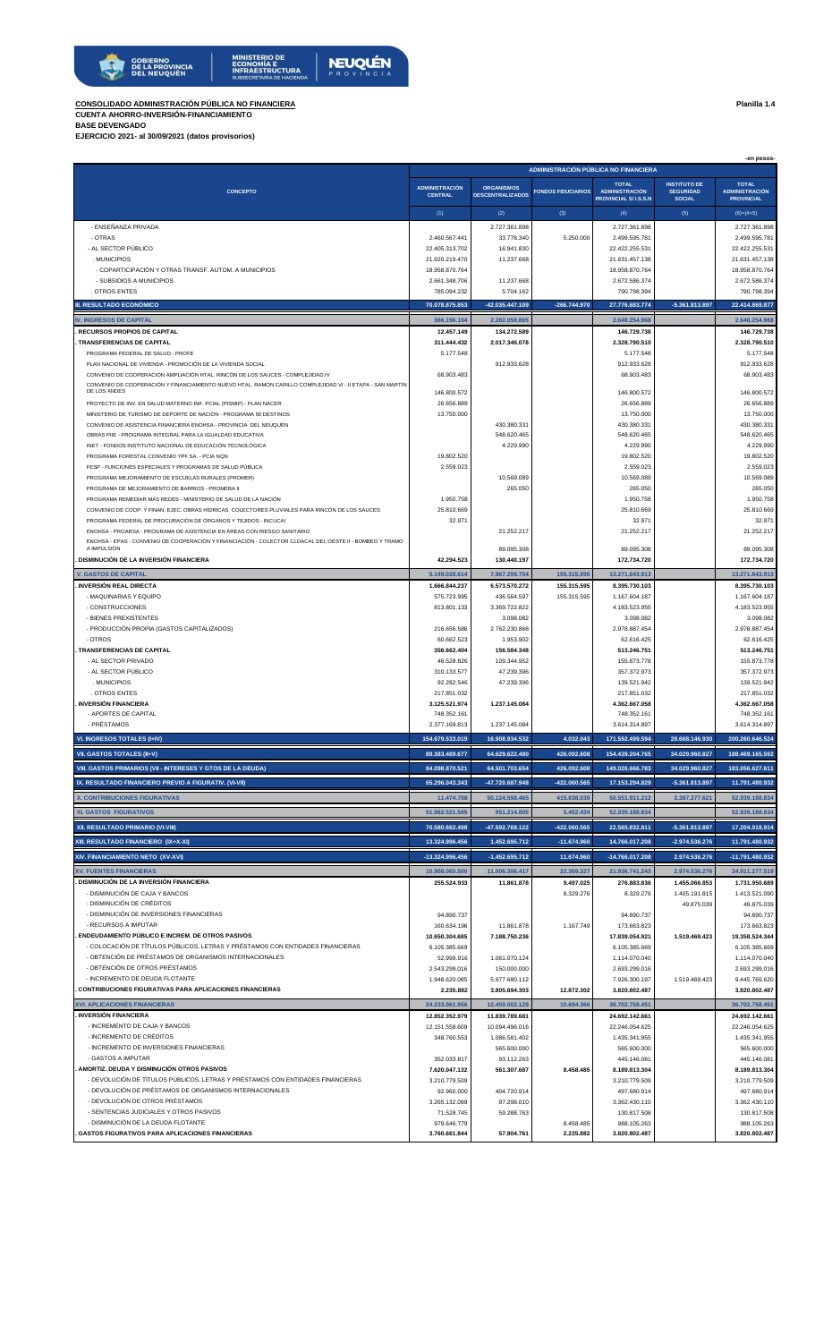**CONSOLIDADO ADMINISTRACIÓN PÚBLICA NO FINANCIERA** **Planilla 1.4**

**CUENTA AHORRO-INVERSIÓN-FINANCIAMIENTO**

**BASE DEVENGADO**

**EJERCICIO 2021- al 30/09/2021 (datos provisorios)**

-en pesos-

| CONCEPTO | ADMINISTRACIÓN PÚBLICA NO FINANCIERA | | | | | |
|---|---|---|---|---|---|---|
| | ADMINISTRACIÓN CENTRAL | ORGANISMOS DESCENTRALIZADOS | FONDOS FIDUCIARIOS | TOTAL ADMINISTRACIÓN PROVINCIAL S/ I.S.S.N | INSTITUTO DE SEGURIDAD SOCIAL | TOTAL ADMINISTRACIÓN PROVINCIAL |
| | (1) | (2) | (3) | (4) | (5) | (6)=(4+5) |
| - ENSEÑANZA PRIVADA | | 2.727.361.898 | | 2.727.361.898 | | 2.727.361.898 |
| - OTRAS | 2.460.567.441 | 33.778.340 | 5.250.000 | 2.499.595.781 | | 2.499.595.781 |
| - AL SECTOR PÚBLICO | 22.405.313.702 | 16.941.830 | | 22.422.255.531 | | 22.422.255.531 |
| . MUNICIPIOS | 21.620.219.470 | 11.237.668 | | 21.631.457.138 | | 21.631.457.138 |
| - COPARTICIPACIÓN Y OTRAS TRANSF. AUTOM. A MUNICIPIOS | 18.958.870.764 | | | 18.958.870.764 | | 18.958.870.764 |
| - SUBSIDIOS A MUNICIPIOS | 2.661.348.706 | 11.237.668 | | 2.672.586.374 | | 2.672.586.374 |
| . OTROS ENTES | 785.094.232 | 5.704.162 | | 790.798.394 | | 790.798.394 |
| **III. RESULTADO ECONÓMICO** | **70.078.875.853** | **-42.035.447.109** | **-266.744.970** | **27.776.683.774** | **-5.361.813.897** | **22.414.869.877** |
| **IV. INGRESOS DE CAPITAL** | **366.196.104** | **2.282.058.865** | | **2.648.254.968** | | **2.648.254.968** |
| **. RECURSOS PROPIOS DE CAPITAL** | **12.457.149** | **134.272.589** | | **146.729.738** | | **146.729.738** |
| **. TRANSFERENCIAS DE CAPITAL** | **311.444.432** | **2.017.346.078** | | **2.328.790.510** | | **2.328.790.510** |
| PROGRAMA FEDERAL DE SALUD - PROFE | 5.177.548 | | | 5.177.548 | | 5.177.548 |
| PLAN NACIONAL DE VIVIENDA - PROMOCIÓN DE LA VIVIENDA SOCIAL | | 912.933.628 | | 912.933.628 | | 912.933.628 |
| CONVENIO DE COOPERACIÓN AMPLIACIÓN HTAL. RINCÓN DE LOS SAUCES - COMPLEJIDAD IV | 68.903.483 | | | 68.903.483 | | 68.903.483 |
| CONVENIO DE COOPERACIÓN Y FINANCIAMIENTO NUEVO HTAL. RAMÓN CARILLO COMPLEJIDAD VI - II ETAPA - SAN MARTÍN DE LOS ANDES | 146.800.572 | | | 146.800.572 | | 146.800.572 |
| PROYECTO DE INV. EN SALUD MATERNO INF. PCIAL (PISMIP) - PLAN NACER | 26.656.889 | | | 26.656.889 | | 26.656.889 |
| MINISTERIO DE TURISMO DE DEPORTE DE NACIÓN - PROGRAMA 50 DESTINOS | 13.750.000 | | | 13.750.000 | | 13.750.000 |
| CONVENIO DE ASISTENCIA FINANCIERA ENOHSA - PROVINCIA DEL NEUQUÉN | | 430.380.331 | | 430.380.331 | | 430.380.331 |
| OBRAS PIIE - PROGRAMA INTEGRAL PARA LA IGUALDAD EDUCATIVA | | 548.620.465 | | 548.620.465 | | 548.620.465 |
| INET - FONDOS INSTITUTO NACIONAL DE EDUCACIÓN TECNOLÓGICA | | 4.229.990 | | 4.229.990 | | 4.229.990 |
| PROGRAMA FORESTAL CONVENIO YPF SA. - PCIA NQN | 19.802.520 | | | 19.802.520 | | 19.802.520 |
| FESP - FUNCIONES ESPECIALES Y PROGRAMAS DE SALUD PÚBLICA | 2.559.023 | | | 2.559.023 | | 2.559.023 |
| PROGRAMA MEJORAMIENTO DE ESCUELAS RURALES (PROMER) | | 10.569.089 | | 10.569.089 | | 10.569.089 |
| PROGRAMA DE MEJORAMIENTO DE BARRIOS - PROMEBA II | | 265.050 | | 265.050 | | 265.050 |
| PROGRAMA REMEDIAR MÁS REDES - MINISTERIO DE SALUD DE LA NACIÓN | 1.950.758 | | | 1.950.758 | | 1.950.758 |
| CONVENIO DE COOP. Y FINAN. EJEC. OBRAS HÍDRICAS COLECTORES PLUVIALES PARA RINCÓN DE LOS SAUCES | 25.810.669 | | | 25.810.669 | | 25.810.669 |
| PROGRAMA FEDERAL DE PROCURACIÓN DE ÓRGANOS Y TEJIDOS - INCUCAI | 32.971 | | | 32.971 | | 32.971 |
| ENOHSA - PROARSA - PROGRAMA DE ASISTENCIA EN ÁREAS CON RIESGO SANITARIO | | 21.252.217 | | 21.252.217 | | 21.252.217 |
| ENOHSA - EPAS - CONVENIO DE COOPERACIÓN Y FINANCIACIÓN - COLECTOR CLOACAL DEL OESTE II - BOMBEO Y TRAMO A IMPULSIÓN | | 89.095.308 | | 89.095.308 | | 89.095.308 |
| **. DISMINUCIÓN DE LA INVERSIÓN FINANCIERA** | **42.294.523** | **130.440.197** | | **172.734.720** | | **172.734.720** |
| **V. GASTOS DE CAPITAL** | **5.149.028.614** | **7.967.299.704** | **155.315.595** | **13.271.643.913** | | **13.271.643.913** |
| **. INVERSIÓN REAL DIRECTA** | **1.666.844.237** | **6.573.570.272** | **155.315.595** | **8.395.730.103** | | **8.395.730.103** |
| - MAQUINARIAS Y EQUIPO | 575.723.995 | 436.564.597 | 155.315.595 | 1.167.604.187 | | 1.167.604.187 |
| - CONSTRUCCIONES | 813.801.133 | 3.369.722.822 | | 4.183.523.955 | | 4.183.523.955 |
| - BIENES PREEXISTENTES | | 3.098.082 | | 3.098.082 | | 3.098.082 |
| - PRODUCCIÓN PROPIA (GASTOS CAPITALIZADOS) | 216.656.586 | 2.762.230.868 | | 2.978.887.454 | | 2.978.887.454 |
| - OTROS | 60.662.523 | 1.953.902 | | 62.616.425 | | 62.616.425 |
| **. TRANSFERENCIAS DE CAPITAL** | **356.662.404** | **156.584.348** | | **513.246.751** | | **513.246.751** |
| - AL SECTOR PRIVADO | 46.528.826 | 109.344.952 | | 155.873.778 | | 155.873.778 |
| - AL SECTOR PÚBLICO | 310.133.577 | 47.239.396 | | 357.372.973 | | 357.372.973 |
| . MUNICIPIOS | 92.282.546 | 47.239.396 | | 139.521.942 | | 139.521.942 |
| . OTROS ENTES | 217.851.032 | | | 217.851.032 | | 217.851.032 |
| **. INVERSIÓN FINANCIERA** | **3.125.521.974** | **1.237.145.084** | | **4.362.667.058** | | **4.362.667.058** |
| - APORTES DE CAPITAL | 748.352.161 | | | 748.352.161 | | 748.352.161 |
| - PRÉSTAMOS | 2.377.169.813 | 1.237.145.084 | | 3.614.314.897 | | 3.614.314.897 |
| **VI. INGRESOS TOTALES (I+IV)** | **154.679.533.019** | **16.908.934.532** | **4.032.043** | **171.592.499.594** | **28.668.146.930** | **200.260.646.524** |
| **VII. GASTOS TOTALES (II+V)** | **89.383.489.677** | **64.629.622.480** | **426.092.608** | **154.439.204.765** | **34.029.960.827** | **188.469.165.592** |
| **VIII. GASTOS PRIMARIOS (VII - INTERESES Y GTOS DE LA DEUDA)** | **84.098.870.521** | **64.501.703.654** | **426.092.608** | **149.026.666.783** | **34.029.960.827** | **183.056.627.611** |
| **IX. RESULTADO FINANCIERO PREVIO A FIGURATIV. (VI-VII)** | **65.296.043.343** | **-47.720.687.948** | **-422.060.565** | **17.153.294.829** | **-5.361.813.897** | **11.791.480.932** |
| **X. CONTRIBUCIONES FIGURATIVAS** | **11.474.708** | **50.124.598.465** | **415.838.039** | **50.551.911.212** | **2.387.277.621** | **52.939.188.834** |
| **XI. GASTOS FIGURATIVOS** | **51.982.521.595** | **951.214.805** | **5.452.434** | **52.939.188.834** | | **52.939.188.834** |
| **XII. RESULTADO PRIMARIO (VI-VIII)** | **70.580.662.498** | **-47.592.769.122** | **-422.060.565** | **22.565.832.811** | **-5.361.813.897** | **17.204.018.914** |
| **XIII. RESULTADO FINANCIERO (IX+X-XI)** | **13.324.996.456** | **1.452.695.712** | **-11.674.960** | **14.766.017.208** | **-2.974.536.276** | **11.791.480.932** |
| **XIV. FINANCIAMIENTO NETO (XV-XVI)** | **-13.324.996.456** | **-1.452.695.712** | **11.674.960** | **-14.766.017.208** | **2.974.536.276** | **-11.791.480.932** |
| **XV. FUENTES FINANCIERAS** | **10.908.065.500** | **11.006.306.417** | **22.369.327** | **21.936.741.243** | **2.974.536.276** | **24.911.277.519** |
| **. DISMINUCIÓN DE LA INVERSIÓN FINANCIERA** | **255.524.933** | **11.861.878** | **9.497.025** | **276.883.836** | **1.455.066.853** | **1.731.950.689** |
| - DISMINUCIÓN DE CAJA Y BANCOS | | | 8.329.276 | 8.329.276 | 1.405.191.815 | 1.413.521.090 |
| - DISMINUCIÓN DE CRÉDITOS | | | | | 49.875.039 | 49.875.039 |
| - DISMINUCIÓN DE INVERSIONES FINANCIERAS | 94.890.737 | | | 94.890.737 | | 94.890.737 |
| - RECURSOS A IMPUTAR | 160.634.196 | 11.861.878 | 1.167.749 | 173.663.823 | | 173.663.823 |
| **. ENDEUDAMIENTO PÚBLICO E INCREM. DE OTROS PASIVOS** | **10.650.304.685** | **7.188.750.236** | | **17.839.054.921** | **1.519.469.423** | **19.358.524.344** |
| - COLOCACIÓN DE TÍTULOS PÚBLICOS, LETRAS Y PRÉSTAMOS CON ENTIDADES FINANCIERAS | 6.105.385.669 | | | 6.105.385.669 | | 6.105.385.669 |
| - OBTENCIÓN DE PRÉSTAMOS DE ORGANISMOS INTERNACIONALES | 52.999.916 | 1.061.070.124 | | 1.114.070.040 | | 1.114.070.040 |
| - OBTENCIÓN DE OTROS PRÉSTAMOS | 2.543.299.016 | 150.000.000 | | 2.693.299.016 | | 2.693.299.016 |
| - INCREMENTO DE DEUDA FLOTANTE | 1.948.620.085 | 5.977.680.112 | | 7.926.300.197 | 1.519.469.423 | 9.445.769.620 |
| **. CONTRIBUCIONES FIGURATIVAS PARA APLICACIONES FINANCIERAS** | **2.235.882** | **3.805.694.303** | **12.872.302** | **3.820.802.487** | | **3.820.802.487** |
| **XVI. APLICACIONES FINANCIERAS** | **24.233.061.956** | **12.459.002.129** | **10.694.366** | **36.702.758.451** | | **36.702.758.451** |
| **. INVERSIÓN FINANCIERA** | **12.852.352.979** | **11.839.789.681** | | **24.692.142.661** | | **24.692.142.661** |
| - INCREMENTO DE CAJA Y BANCOS | 12.151.558.609 | 10.094.496.016 | | 22.246.054.625 | | 22.246.054.625 |
| - INCREMENTO DE CRÉDITOS | 348.760.553 | 1.086.581.402 | | 1.435.341.955 | | 1.435.341.955 |
| - INCREMENTO DE INVERSIONES FINANCIERAS | | 565.600.000 | | 565.600.000 | | 565.600.000 |
| - GASTOS A IMPUTAR | 352.033.817 | 93.112.263 | | 445.146.081 | | 445.146.081 |
| **. AMORTIZ. DEUDA Y DISMINUCIÓN OTROS PASIVOS** | **7.620.047.132** | **561.307.687** | **8.458.485** | **8.189.813.304** | | **8.189.813.304** |
| - DEVOLUCIÓN DE TÍTULOS PÚBLICOS, LETRAS Y PRÉSTAMOS CON ENTIDADES FINANCIERAS | 3.210.779.509 | | | 3.210.779.509 | | 3.210.779.509 |
| - DEVOLUCIÓN DE PRÉSTAMOS DE ORGANISMOS INTERNACIONALES | 92.960.000 | 404.720.914 | | 497.680.914 | | 497.680.914 |
| - DEVOLUCIÓN DE OTROS PRÉSTAMOS | 3.265.132.099 | 97.298.010 | | 3.362.430.110 | | 3.362.430.110 |
| - SENTENCIAS JUDICIALES Y OTROS PASIVOS | 71.528.745 | 59.288.763 | | 130.817.508 | | 130.817.508 |
| - DISMINUCIÓN DE LA DEUDA FLOTANTE | 979.646.779 | | 8.458.485 | 988.105.263 | | 988.105.263 |
| **. GASTOS FIGURATIVOS PARA APLICACIONES FINANCIERAS** | **3.760.661.844** | **57.904.761** | **2.235.882** | **3.820.802.487** | | **3.820.802.487** |